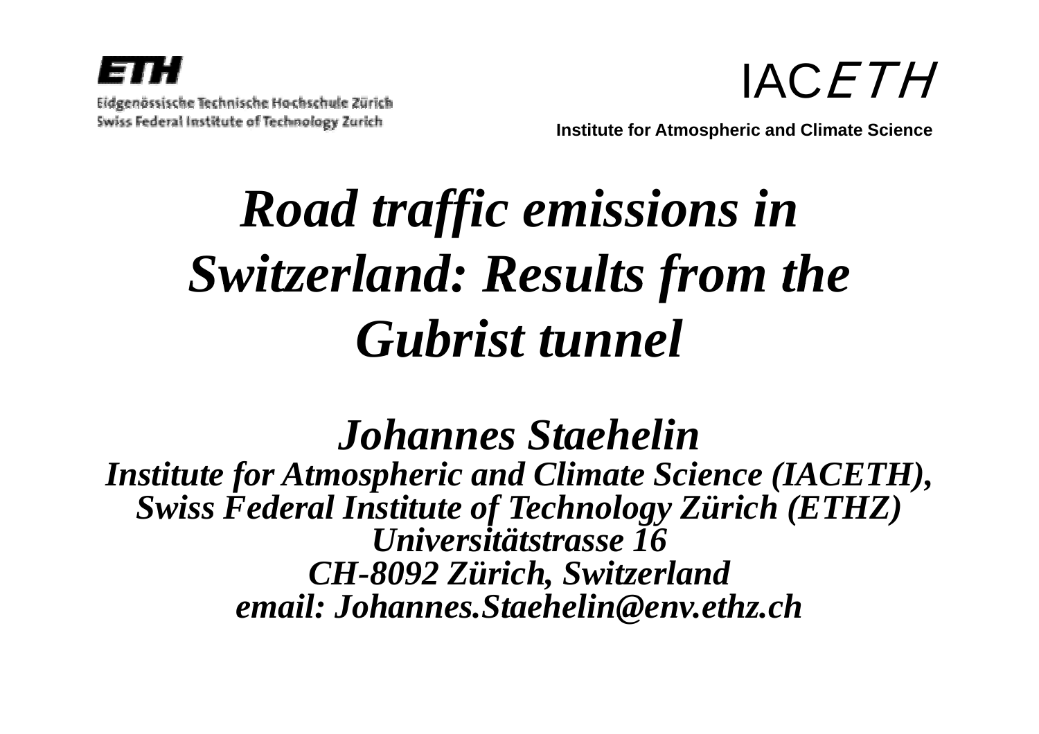ETH

Eidgenössische Technische Hochschule Zürich
Swiss Federal Institute of Technology Zurich

IAC*ETH*

**Institute for Atmospheric and Climate Science**

# *Road traffic emissions in Switzerland: Results from the Gubrist tunnel*

***Johannes Staehelin***

***Institute for Atmospheric and Climate Science (IACETH), Swiss Federal Institute of Technology Zürich (ETHZ)***
***Universitätstrasse 16***
***CH-8092 Zürich, Switzerland***
***email: Johannes.Staehelin@env.ethz.ch***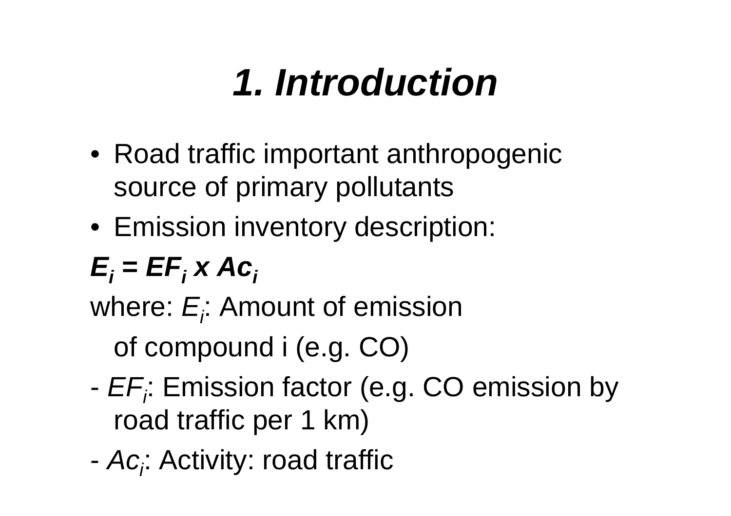# *1. Introduction*

- Road traffic important anthropogenic source of primary pollutants
- Emission inventory description:

$$E_i = EF_i \times Ac_i$$

where: $E_i$: Amount of emission of compound i (e.g. CO)

- $EF_i$: Emission factor (e.g. CO emission by road traffic per 1 km)

- $Ac_i$: Activity: road traffic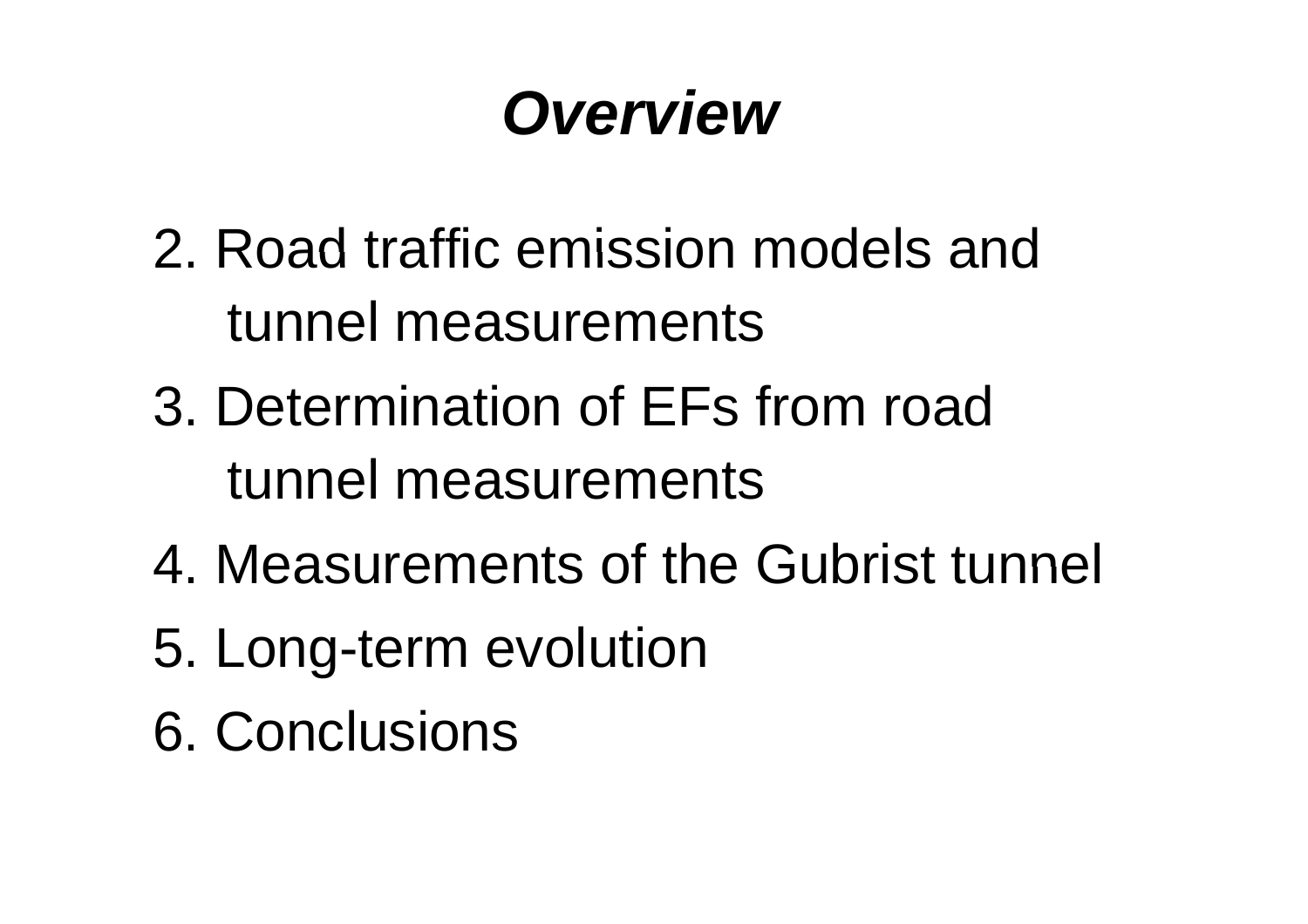# *Overview*

2. Road traffic emission models and tunnel measurements
3. Determination of EFs from road tunnel measurements
4. Measurements of the Gubrist tunnel
5. Long-term evolution
6. Conclusions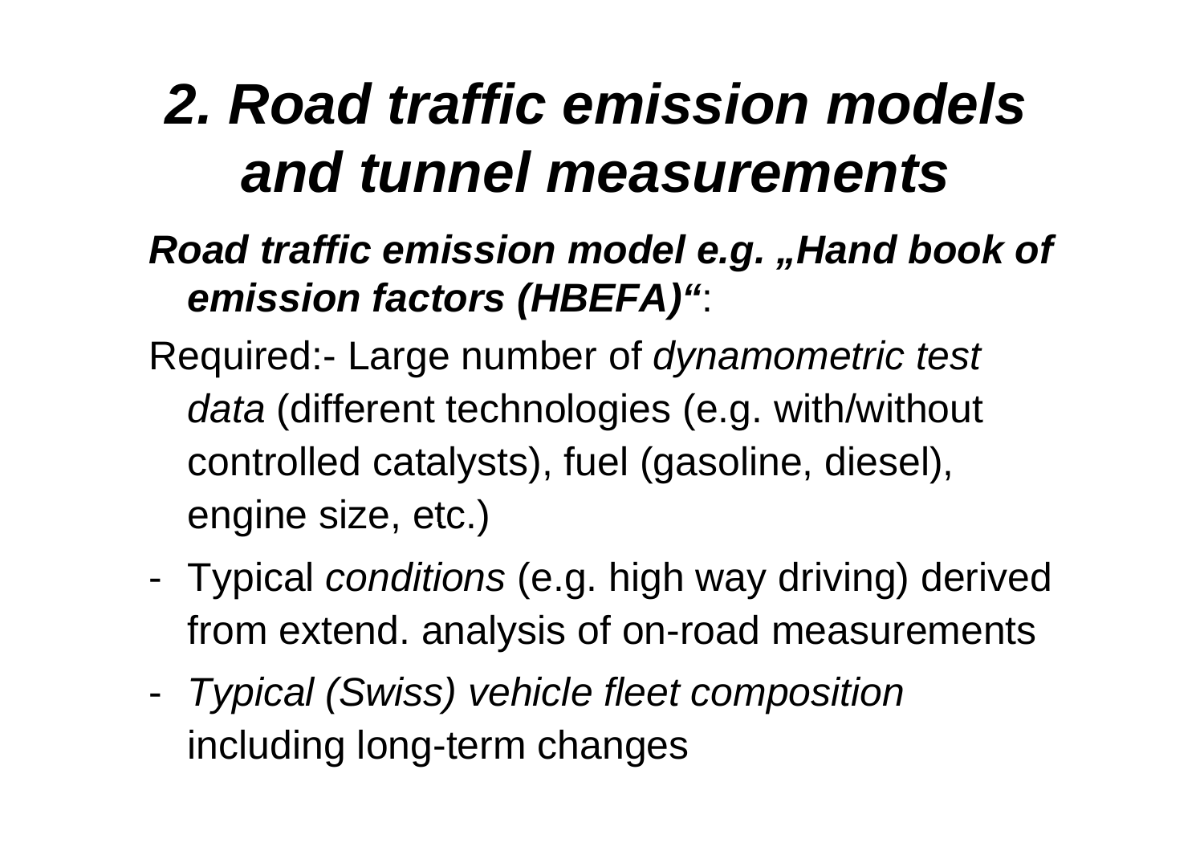# *2. Road traffic emission models and tunnel measurements*

***Road traffic emission model e.g. „Hand book of emission factors (HBEFA)"***:

Required:- Large number of *dynamometric test data* (different technologies (e.g. with/without controlled catalysts), fuel (gasoline, diesel), engine size, etc.)

- Typical *conditions* (e.g. high way driving) derived from extend. analysis of on-road measurements
- *Typical (Swiss) vehicle fleet composition* including long-term changes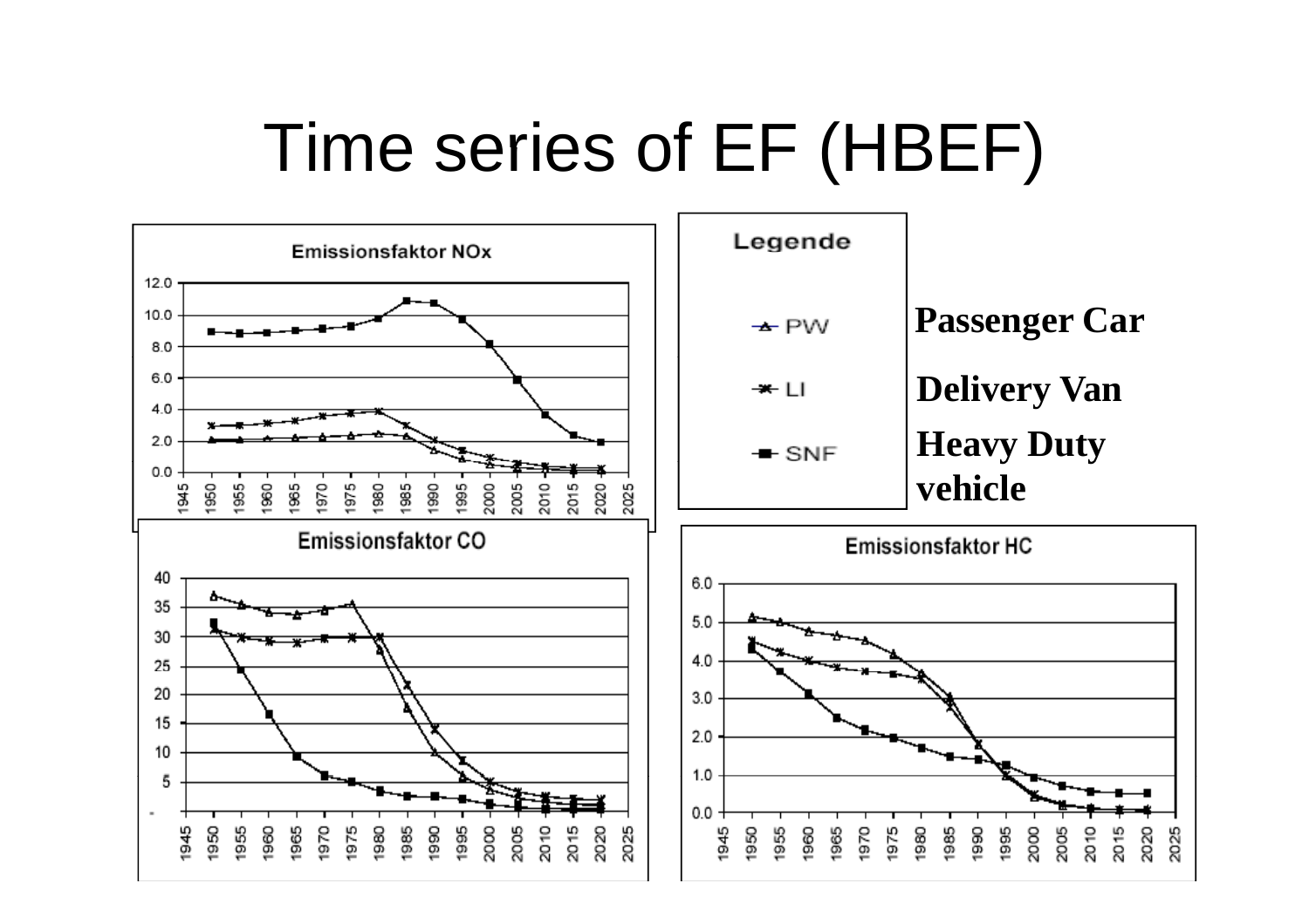# Time series of EF (HBEF)

**Emissionsfaktor NOx**

**Emissionsfaktor CO**

**Emissionsfaktor HC**

**Legende**

- PW — **Passenger Car**
- LI — **Delivery Van**
- SNF — **Heavy Duty vehicle**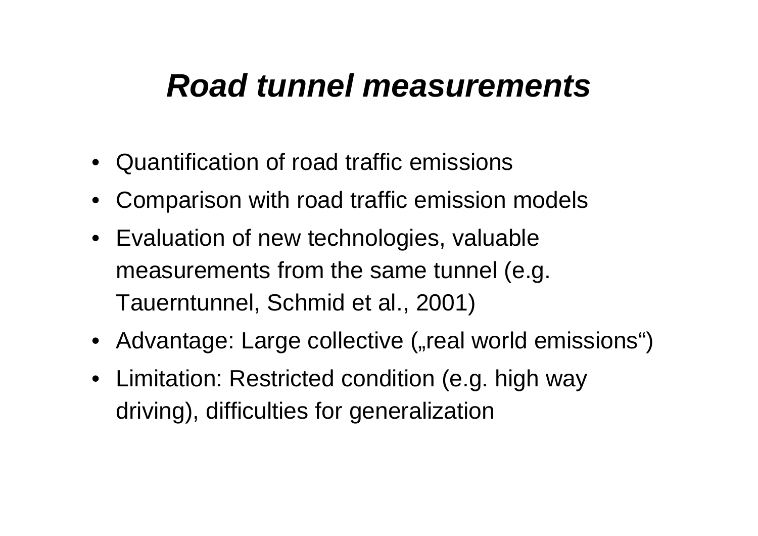# ***Road tunnel measurements***

- Quantification of road traffic emissions
- Comparison with road traffic emission models
- Evaluation of new technologies, valuable measurements from the same tunnel (e.g. Tauerntunnel, Schmid et al., 2001)
- Advantage: Large collective („real world emissions“)
- Limitation: Restricted condition (e.g. high way driving), difficulties for generalization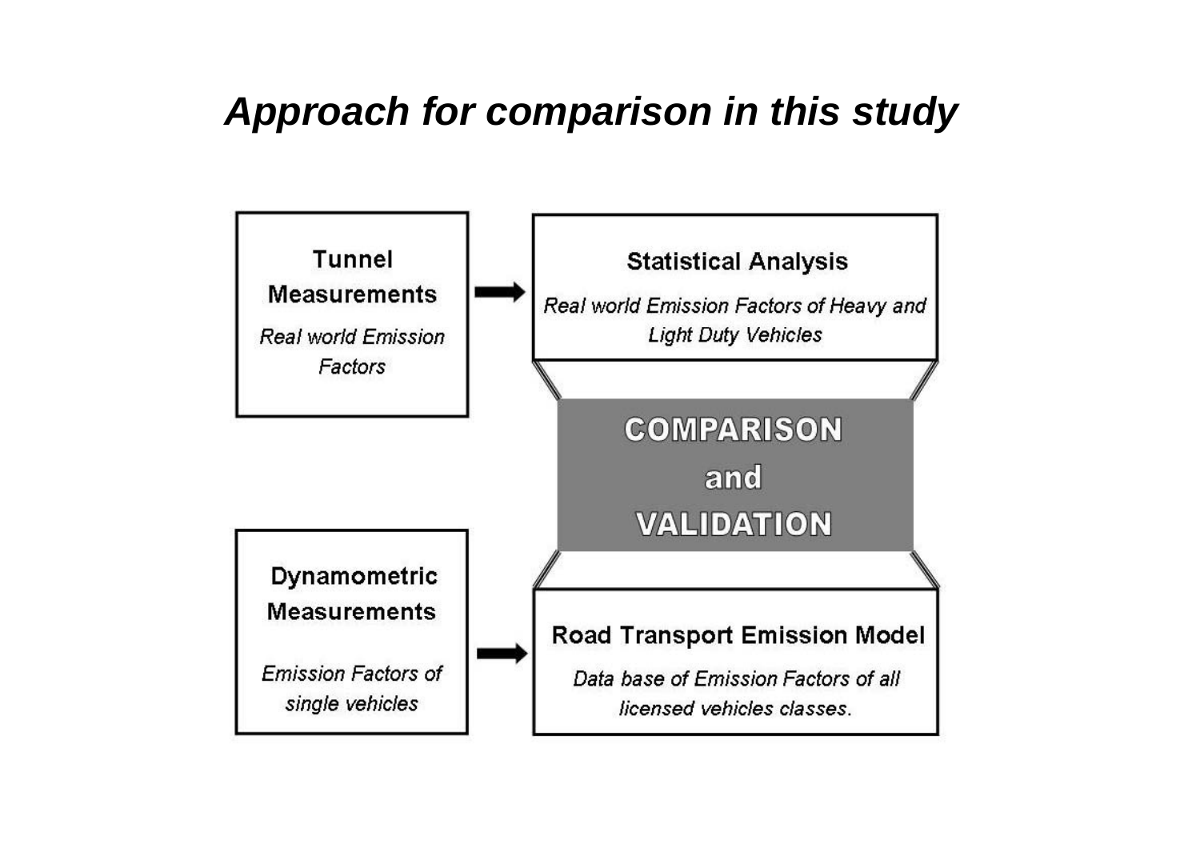# *Approach for comparison in this study*

**Tunnel Measurements**

*Real world Emission Factors*

→

**Statistical Analysis**

*Real world Emission Factors of Heavy and Light Duty Vehicles*

**COMPARISON and VALIDATION**

**Dynamometric Measurements**

*Emission Factors of single vehicles*

→

**Road Transport Emission Model**

*Data base of Emission Factors of all licensed vehicles classes.*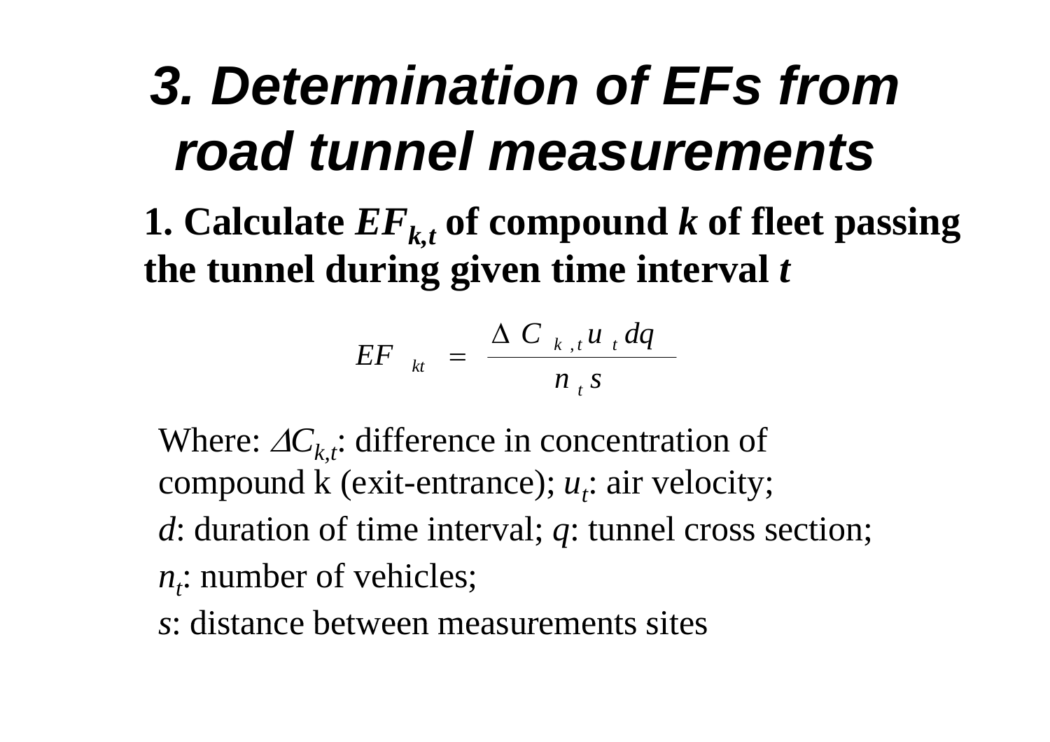# 3. Determination of EFs from road tunnel measurements

**1. Calculate $EF_{k,t}$ of compound $k$ of fleet passing the tunnel during given time interval $t$**

$$EF_{kt} = \frac{\Delta C_{k,t} u_t dq}{n_t s}$$

Where: $\Delta C_{k,t}$: difference in concentration of compound k (exit-entrance); $u_t$: air velocity;

$d$: duration of time interval; $q$: tunnel cross section;

$n_t$: number of vehicles;

$s$: distance between measurements sites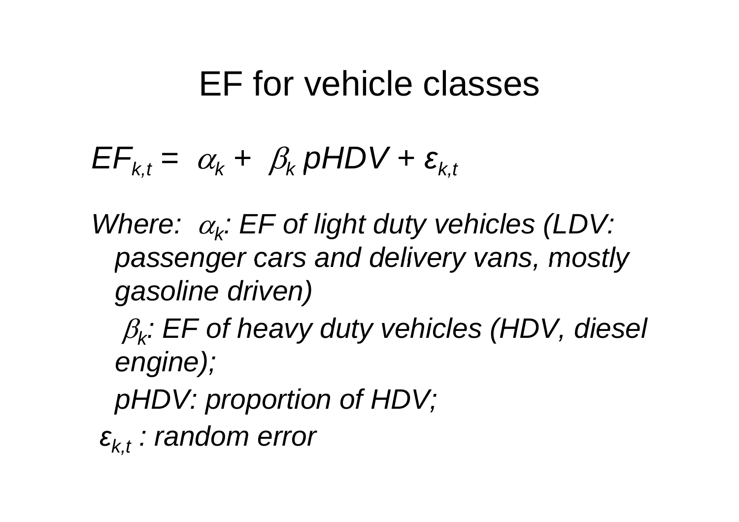# EF for vehicle classes

$$EF_{k,t} = \alpha_k + \beta_k \, pHDV + \varepsilon_{k,t}$$

*Where:* $\alpha_k$*: EF of light duty vehicles (LDV: passenger cars and delivery vans, mostly gasoline driven)*

$\beta_k$*: EF of heavy duty vehicles (HDV, diesel engine);*

*pHDV: proportion of HDV;*

$\varepsilon_{k,t}$ *: random error*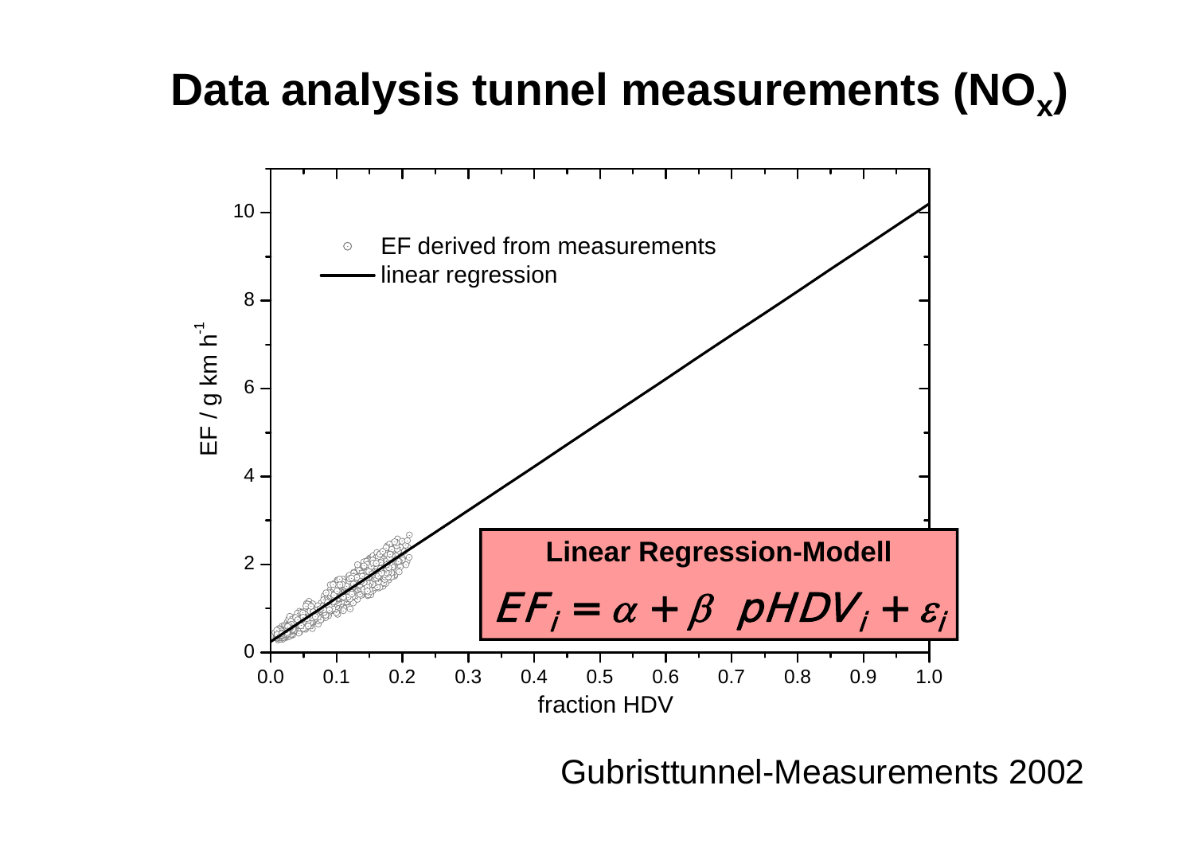# Data analysis tunnel measurements ($NO_x$)

EF derived from measurements

linear regression

EF / g km h$^{-1}$

fraction HDV

**Linear Regression-Modell**

$$EF_i = \alpha + \beta \;\; pHDV_i + \varepsilon_i$$

Gubristtunnel-Measurements 2002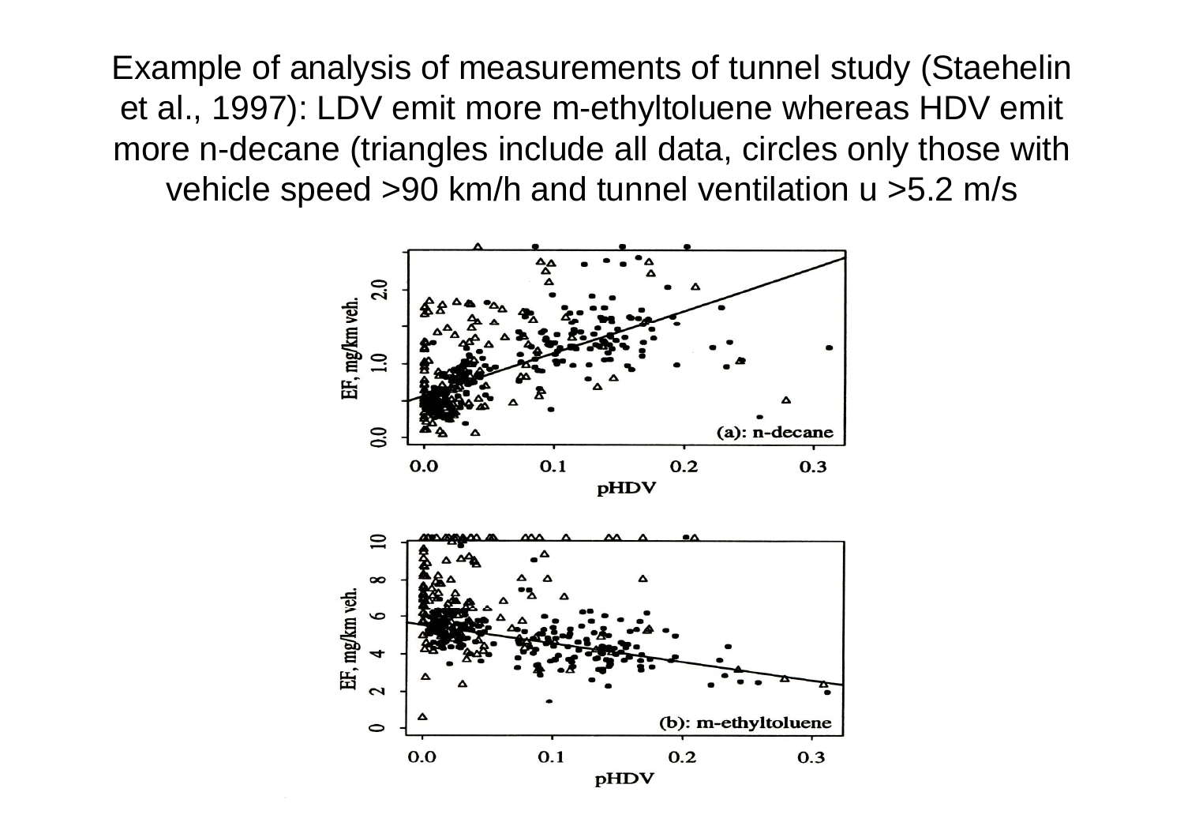Example of analysis of measurements of tunnel study (Staehelin et al., 1997): LDV emit more m-ethyltoluene whereas HDV emit more n-decane (triangles include all data, circles only those with vehicle speed >90 km/h and tunnel ventilation u >5.2 m/s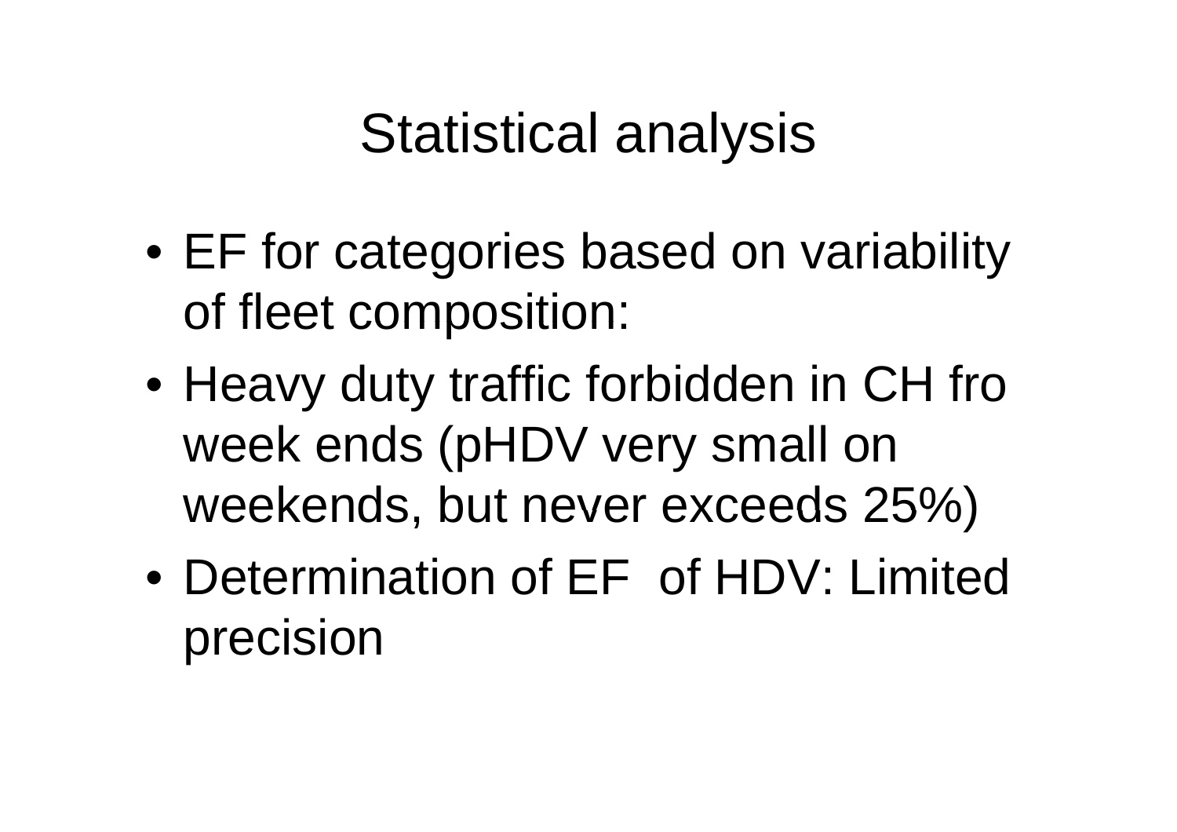# Statistical analysis

- EF for categories based on variability of fleet composition:
- Heavy duty traffic forbidden in CH fro week ends (pHDV very small on weekends, but never exceeds 25%)
- Determination of EF  of HDV: Limited precision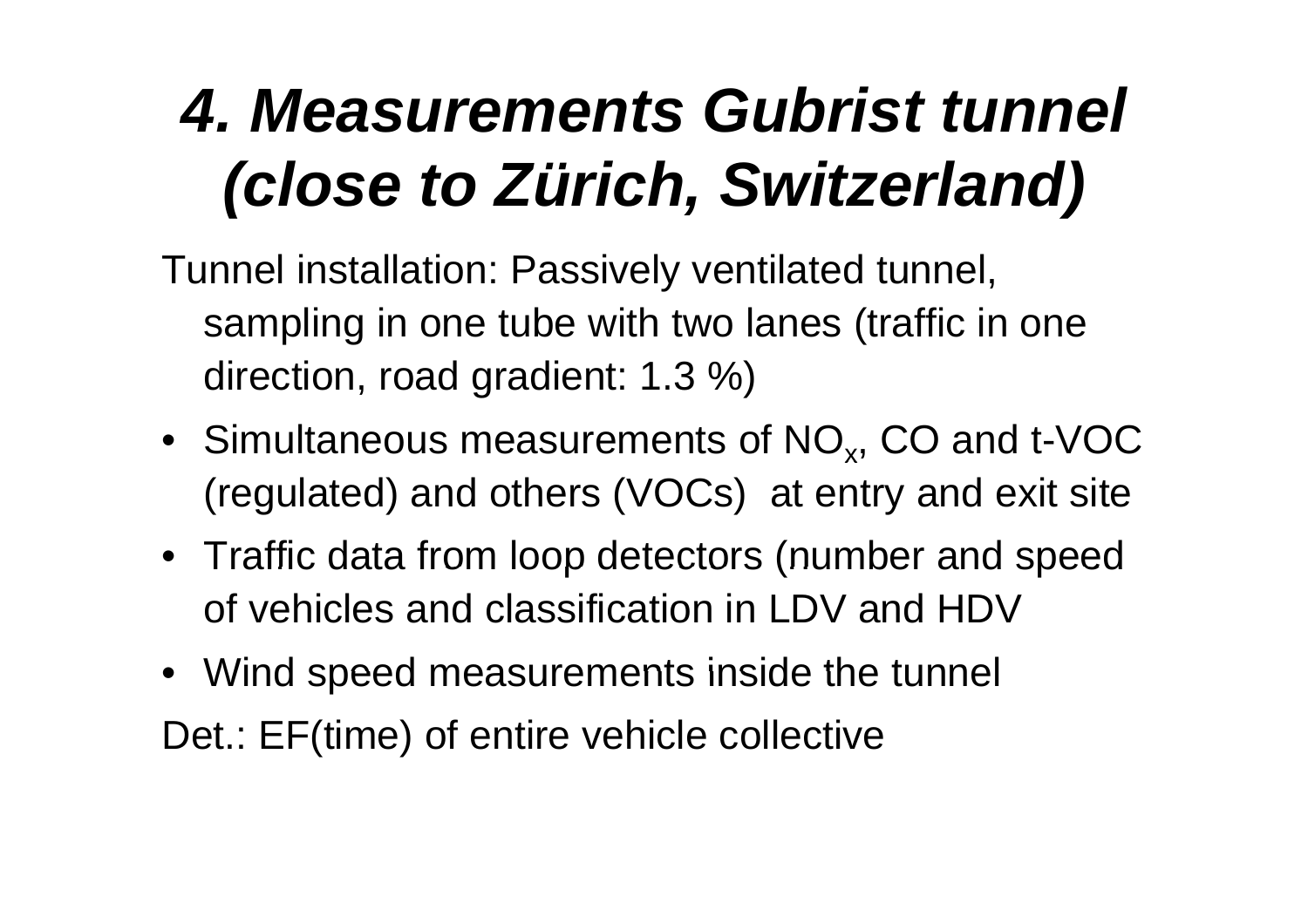# *4. Measurements Gubrist tunnel (close to Zürich, Switzerland)*

Tunnel installation: Passively ventilated tunnel, sampling in one tube with two lanes (traffic in one direction, road gradient: 1.3 %)

- Simultaneous measurements of $NO_x$, CO and t-VOC (regulated) and others (VOCs) at entry and exit site
- Traffic data from loop detectors (number and speed of vehicles and classification in LDV and HDV
- Wind speed measurements inside the tunnel

Det.: EF(time) of entire vehicle collective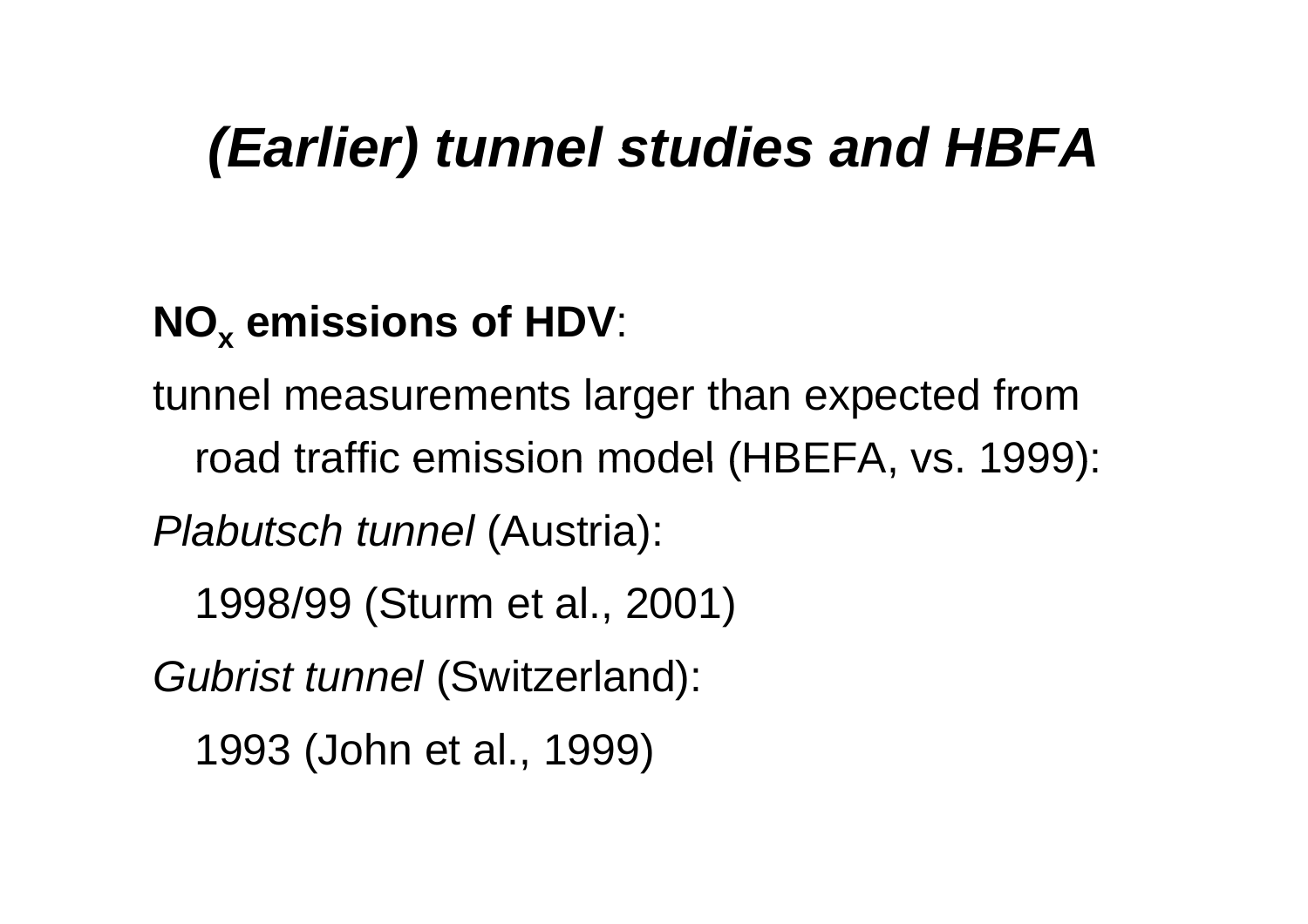# *(Earlier) tunnel studies and HBFA*

**$NO_x$ emissions of HDV**:

tunnel measurements larger than expected from road traffic emission model (HBEFA, vs. 1999):

*Plabutsch tunnel* (Austria):

1998/99 (Sturm et al., 2001)

*Gubrist tunnel* (Switzerland):

1993 (John et al., 1999)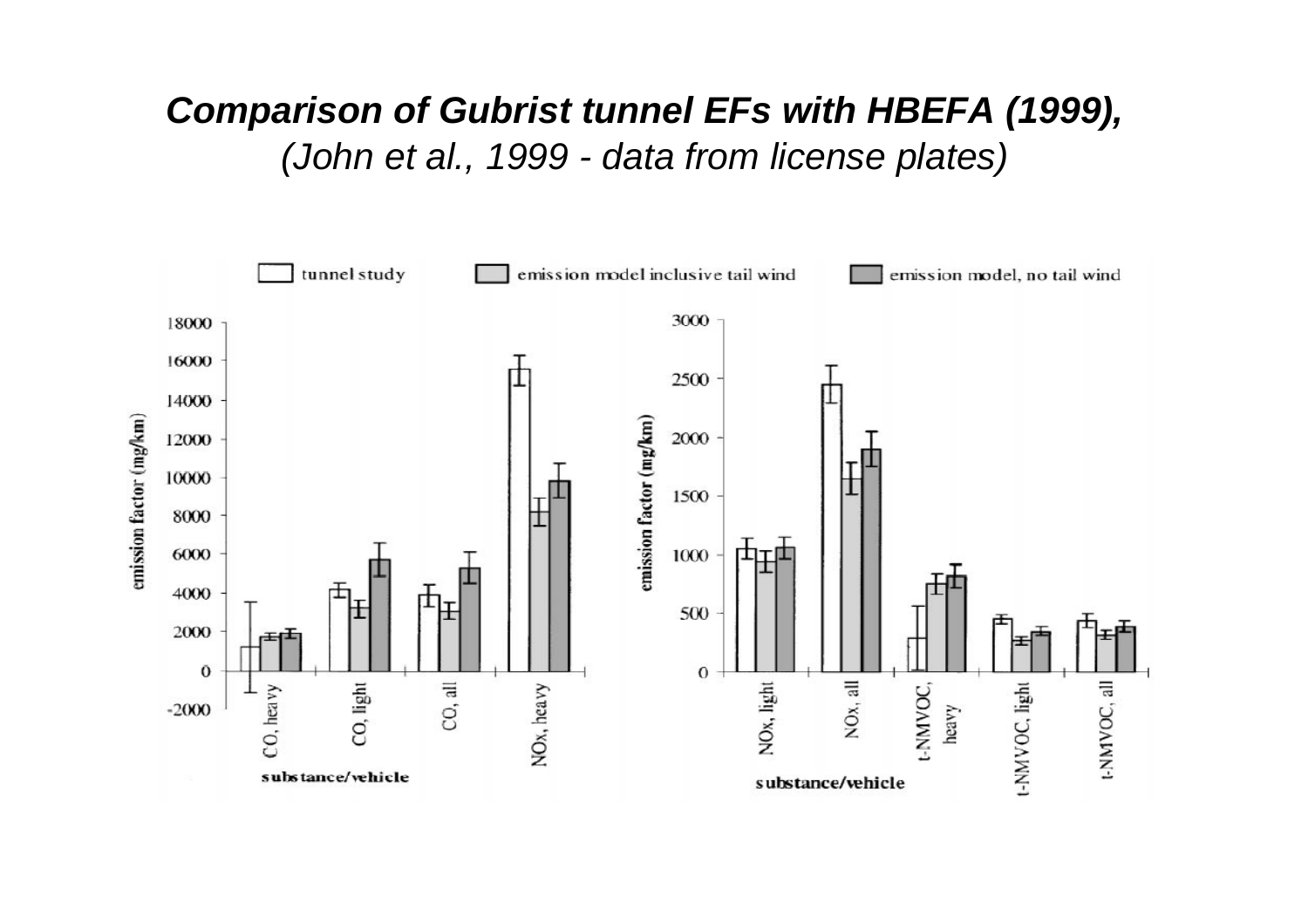## *Comparison of Gubrist tunnel EFs with HBEFA (1999),*

*(John et al., 1999 - data from license plates)*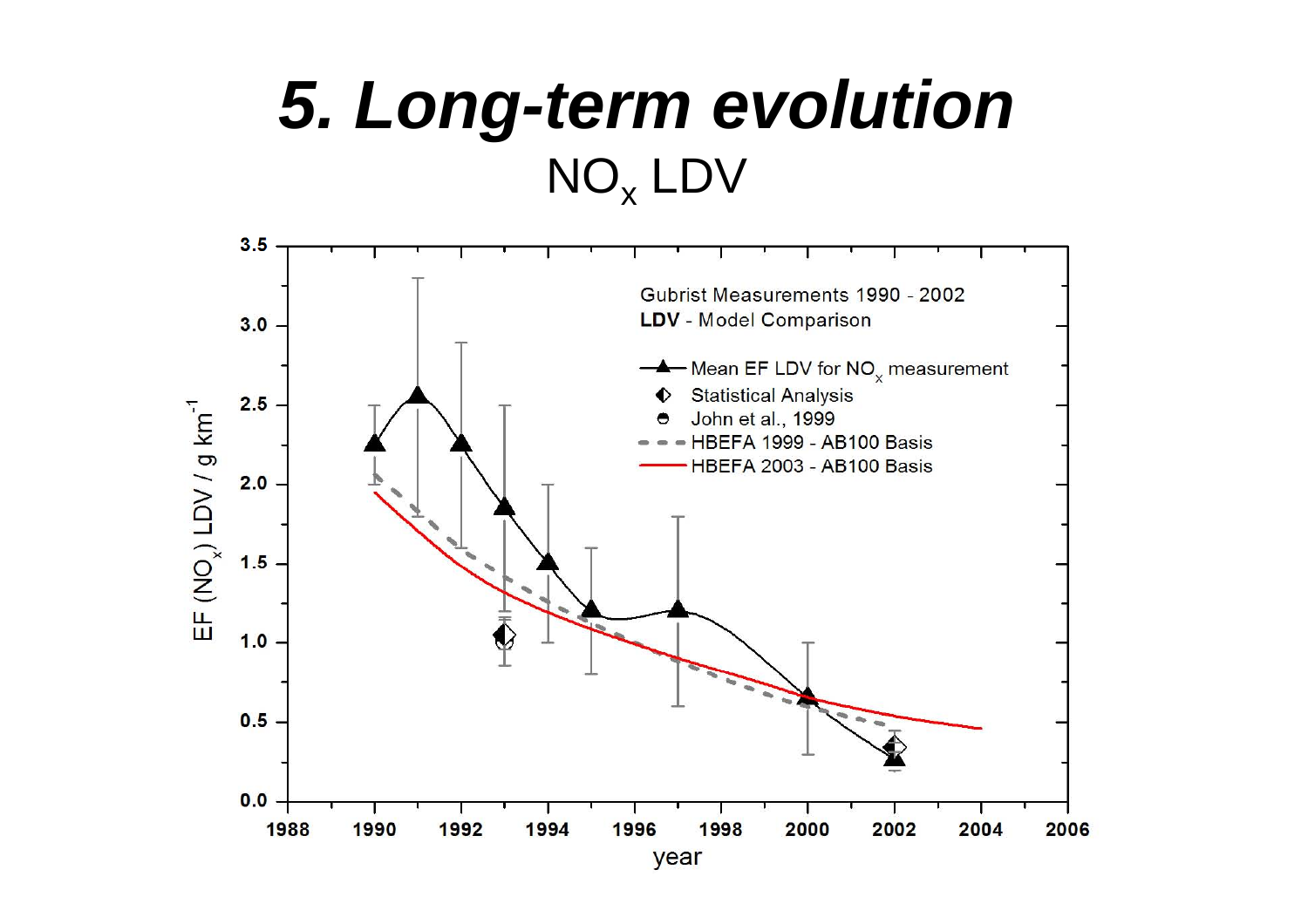# *5. Long-term evolution*

## $NO_x$ LDV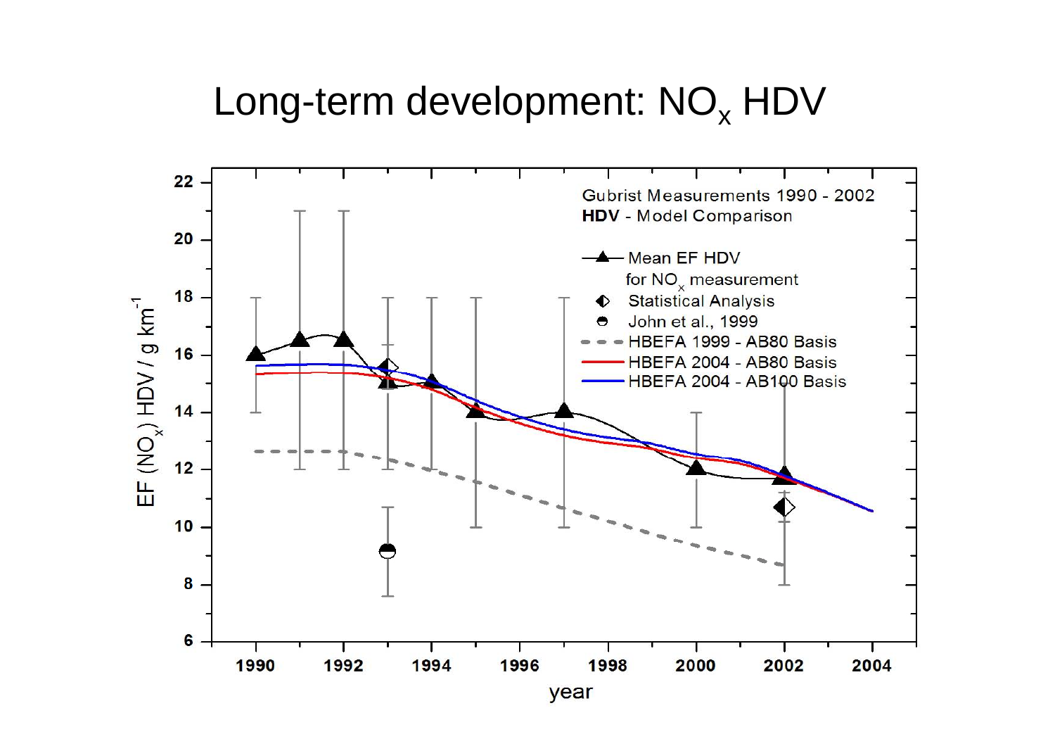# Long-term development: $NO_x$ HDV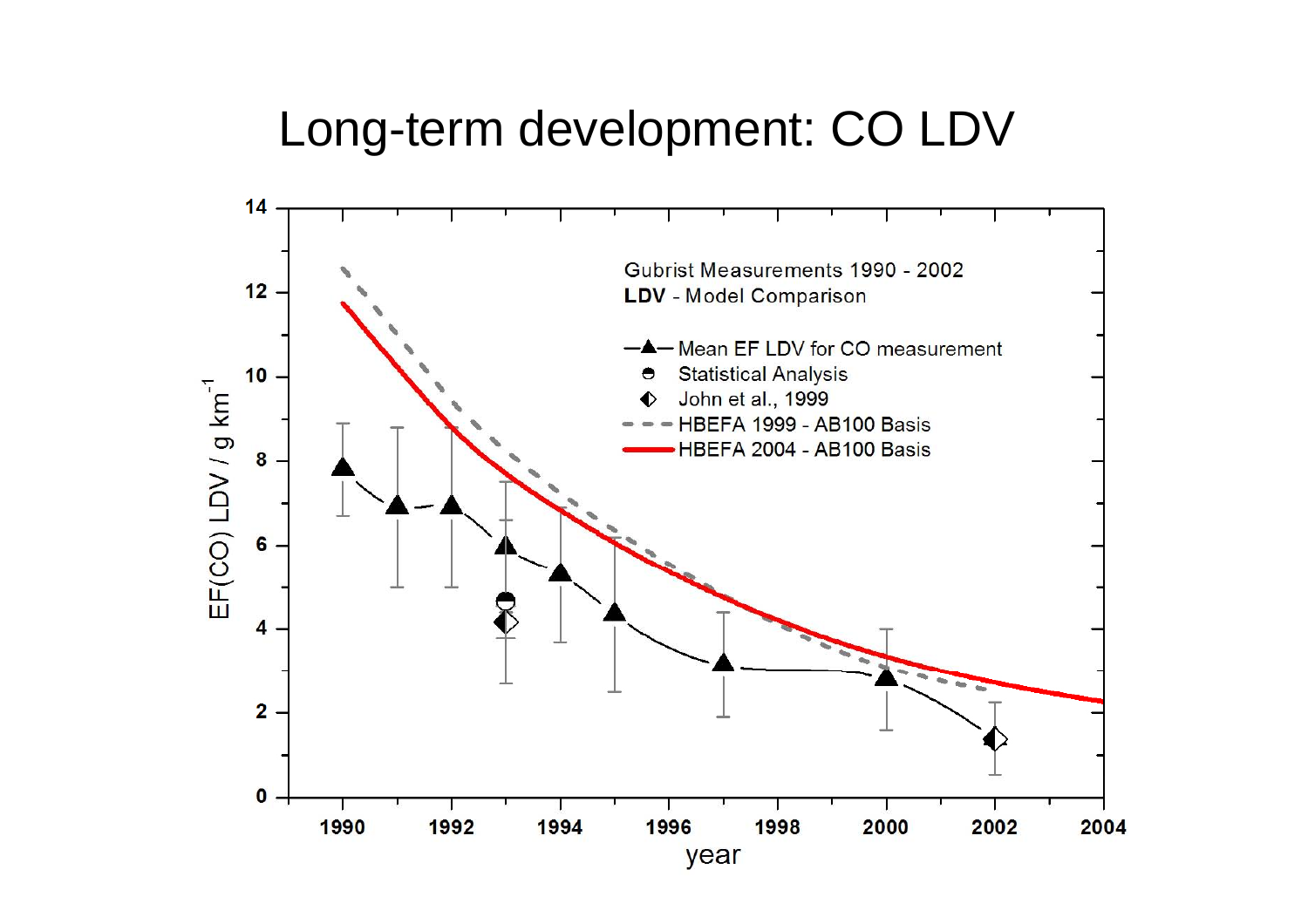# Long-term development: CO LDV

Gubrist Measurements 1990 - 2002

**LDV** - Model Comparison

- Mean EF LDV for CO measurement
- Statistical Analysis
- John et al., 1999
- HBEFA 1999 - AB100 Basis
- HBEFA 2004 - AB100 Basis

EF(CO) LDV / g $km^{-1}$

year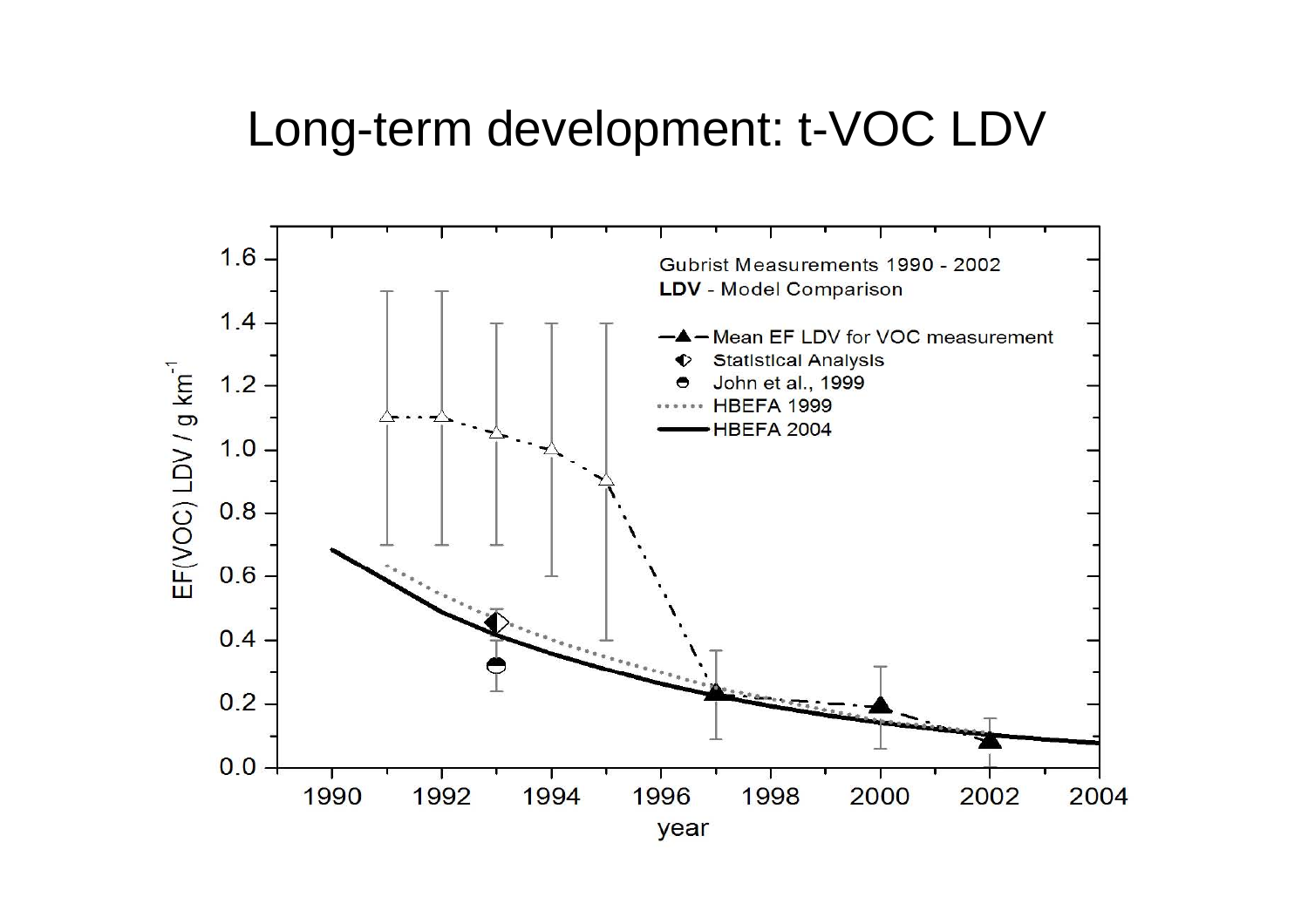# Long-term development: t-VOC LDV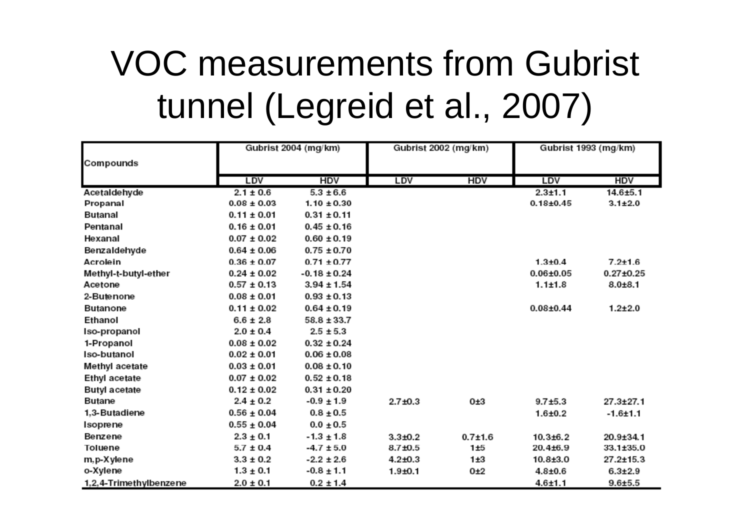# VOC measurements from Gubrist tunnel (Legreid et al., 2007)

| Compounds | Gubrist 2004 (mg/km) | | Gubrist 2002 (mg/km) | | Gubrist 1993 (mg/km) | |
|---|---|---|---|---|---|---|
| | LDV | HDV | LDV | HDV | LDV | HDV |
| Acetaldehyde | 2.1 ± 0.6 | 5.3 ± 6.6 | | | 2.3±1.1 | 14.6±5.1 |
| Propanal | 0.08 ± 0.03 | 1.10 ± 0.30 | | | 0.18±0.45 | 3.1±2.0 |
| Butanal | 0.11 ± 0.01 | 0.31 ± 0.11 | | | | |
| Pentanal | 0.16 ± 0.01 | 0.45 ± 0.16 | | | | |
| Hexanal | 0.07 ± 0.02 | 0.60 ± 0.19 | | | | |
| Benzaldehyde | 0.64 ± 0.06 | 0.75 ± 0.70 | | | | |
| Acrolein | 0.36 ± 0.07 | 0.71 ± 0.77 | | | 1.3±0.4 | 7.2±1.6 |
| Methyl-t-butyl-ether | 0.24 ± 0.02 | -0.18 ± 0.24 | | | 0.06±0.05 | 0.27±0.25 |
| Acetone | 0.57 ± 0.13 | 3.94 ± 1.54 | | | 1.1±1.8 | 8.0±8.1 |
| 2-Butenone | 0.08 ± 0.01 | 0.93 ± 0.13 | | | | |
| Butanone | 0.11 ± 0.02 | 0.64 ± 0.19 | | | 0.08±0.44 | 1.2±2.0 |
| Ethanol | 6.6 ± 2.8 | 58.8 ± 33.7 | | | | |
| Iso-propanol | 2.0 ± 0.4 | 2.5 ± 5.3 | | | | |
| 1-Propanol | 0.08 ± 0.02 | 0.32 ± 0.24 | | | | |
| Iso-butanol | 0.02 ± 0.01 | 0.06 ± 0.08 | | | | |
| Methyl acetate | 0.03 ± 0.01 | 0.08 ± 0.10 | | | | |
| Ethyl acetate | 0.07 ± 0.02 | 0.52 ± 0.18 | | | | |
| Butyl acetate | 0.12 ± 0.02 | 0.31 ± 0.20 | | | | |
| Butane | 2.4 ± 0.2 | -0.9 ± 1.9 | 2.7±0.3 | 0±3 | 9.7±5.3 | 27.3±27.1 |
| 1,3-Butadiene | 0.56 ± 0.04 | 0.8 ± 0.5 | | | 1.6±0.2 | -1.6±1.1 |
| Isoprene | 0.55 ± 0.04 | 0.0 ± 0.5 | | | | |
| Benzene | 2.3 ± 0.1 | -1.3 ± 1.8 | 3.3±0.2 | 0.7±1.6 | 10.3±6.2 | 20.9±34.1 |
| Toluene | 5.7 ± 0.4 | -4.7 ± 5.0 | 8.7±0.5 | 1±5 | 20.4±6.9 | 33.1±35.0 |
| m,p-Xylene | 3.3 ± 0.2 | -2.2 ± 2.6 | 4.2±0.3 | 1±3 | 10.8±3.0 | 27.2±15.3 |
| o-Xylene | 1.3 ± 0.1 | -0.8 ± 1.1 | 1.9±0.1 | 0±2 | 4.8±0.6 | 6.3±2.9 |
| 1,2,4-Trimethylbenzene | 2.0 ± 0.1 | 0.2 ± 1.4 | | | 4.6±1.1 | 9.6±5.5 |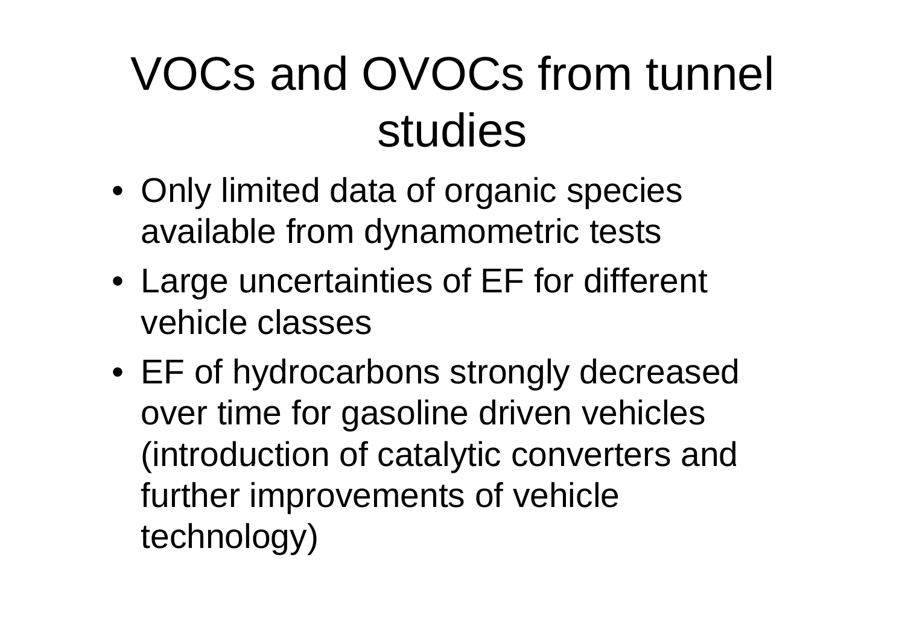# VOCs and OVOCs from tunnel studies

- Only limited data of organic species available from dynamometric tests
- Large uncertainties of EF for different vehicle classes
- EF of hydrocarbons strongly decreased over time for gasoline driven vehicles (introduction of catalytic converters and further improvements of vehicle technology)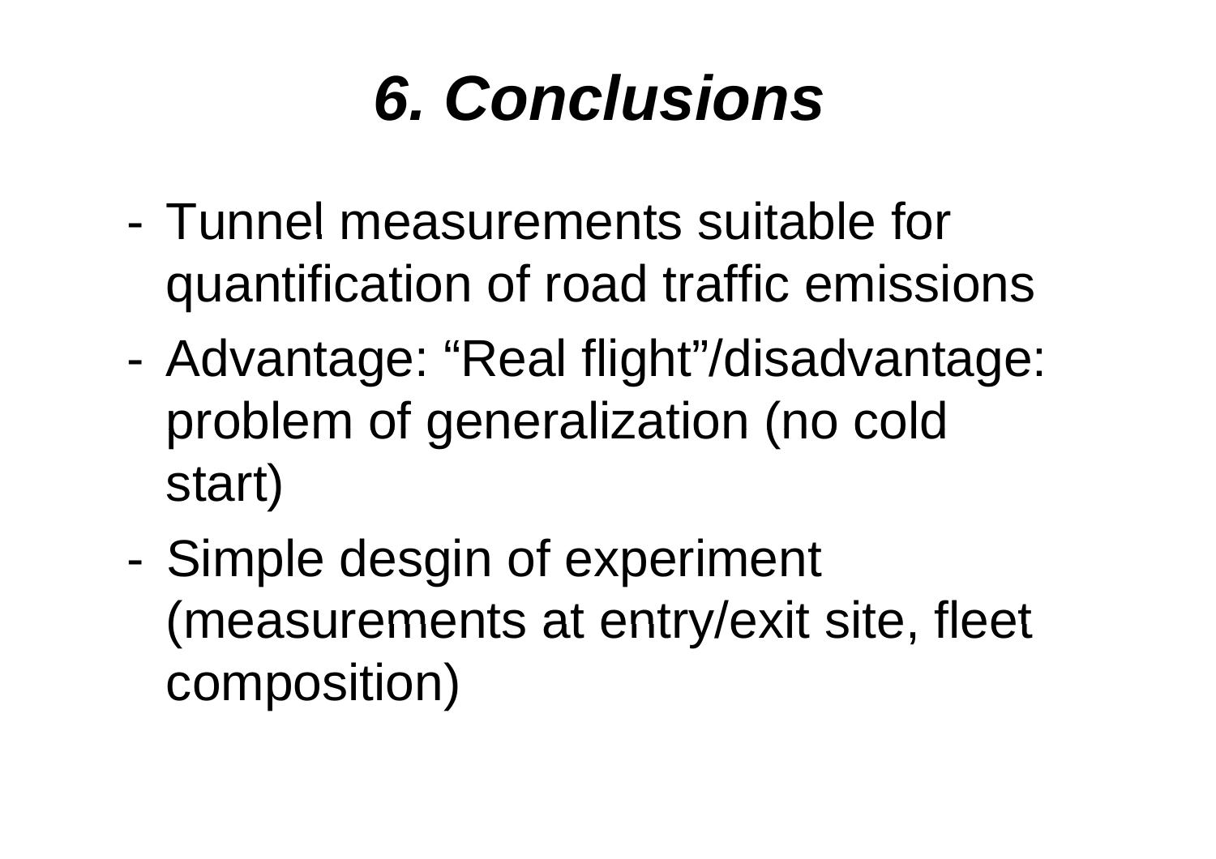# *6. Conclusions*

- Tunnel measurements suitable for quantification of road traffic emissions
- Advantage: “Real flight”/disadvantage: problem of generalization (no cold start)
- Simple desgin of experiment (measurements at entry/exit site, fleet composition)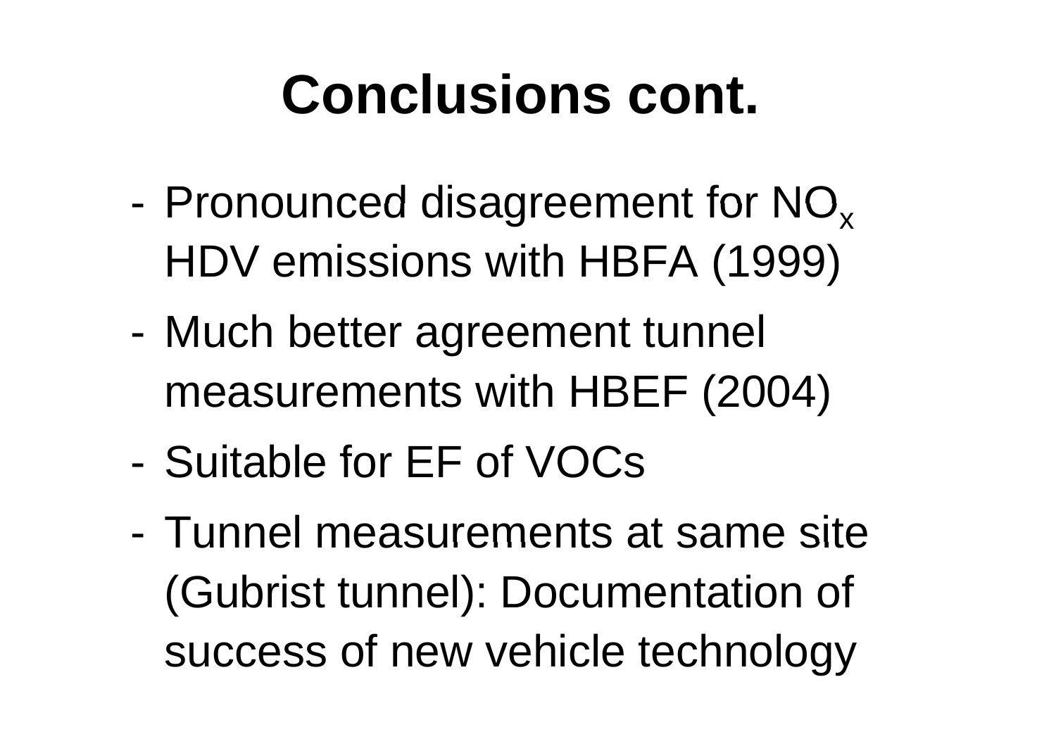# Conclusions cont.

- Pronounced disagreement for $NO_x$ HDV emissions with HBFA (1999)
- Much better agreement tunnel measurements with HBEF (2004)
- Suitable for EF of VOCs
- Tunnel measurements at same site (Gubrist tunnel): Documentation of success of new vehicle technology